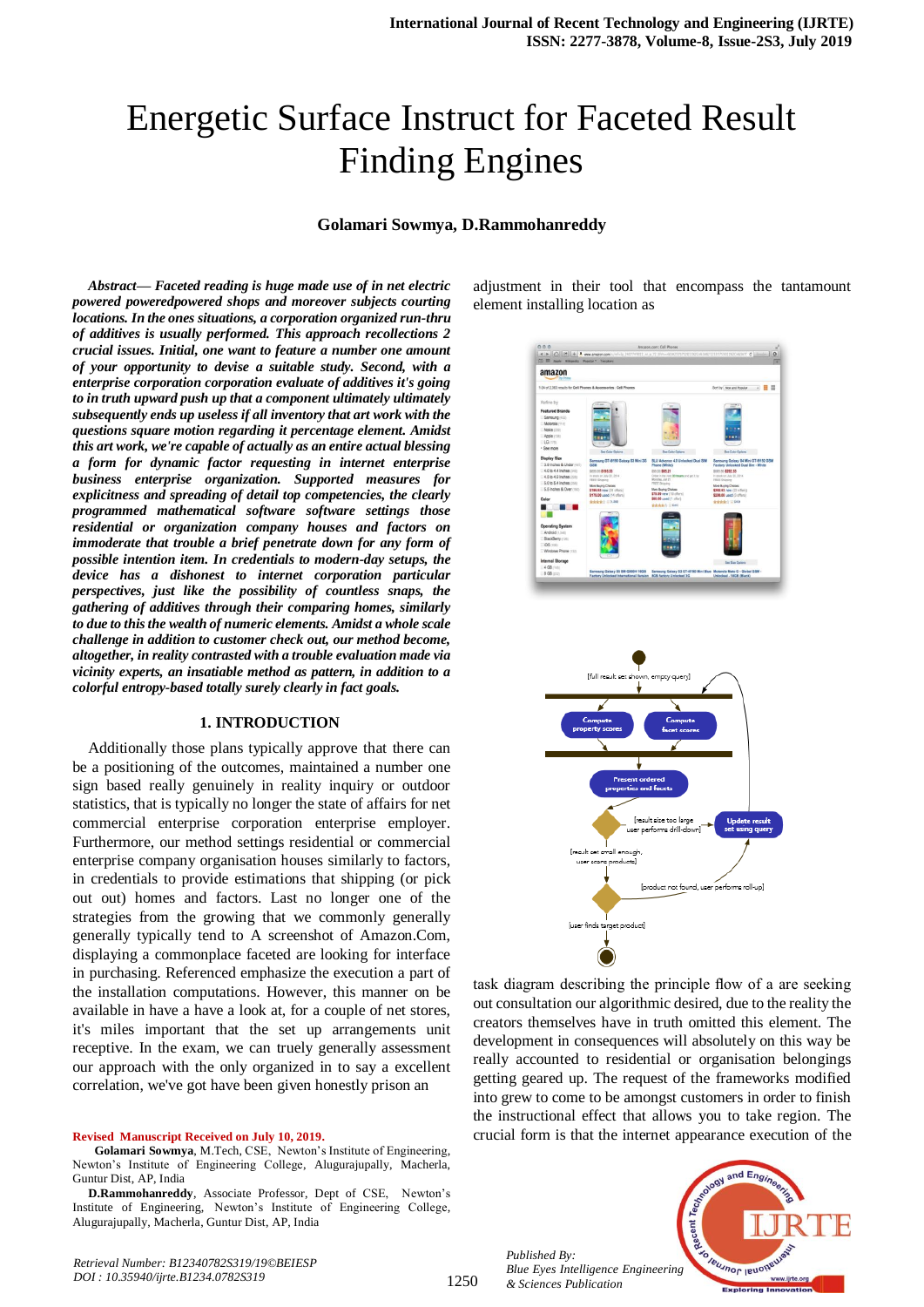# Energetic Surface Instruct for Faceted Result Finding Engines

**Golamari Sowmya, D.Rammohanreddy**

***Abstract— Faceted reading is huge made use of in net electric powered poweredpowered shops and moreover subjects courting locations. In the ones situations, a corporation organized run-thru of additives is usually performed. This approach recollections 2 crucial issues. Initial, one want to feature a number one amount of your opportunity to devise a suitable study. Second, with a enterprise corporation corporation evaluate of additives it's going to in truth upward push up that a component ultimately ultimately subsequently ends up useless if all inventory that art work with the questions square motion regarding it percentage element. Amidst this art work, we're capable of actually as an entire actual blessing a form for dynamic factor requesting in internet enterprise business enterprise organization. Supported measures for explicitness and spreading of detail top competencies, the clearly programmed mathematical software software settings those residential or organization company houses and factors on immoderate that trouble a brief penetrate down for any form of possible intention item. In credentials to modern-day setups, the device has a dishonest to internet corporation particular perspectives, just like the possibility of countless snaps, the gathering of additives through their comparing homes, similarly to due to this the wealth of numeric elements. Amidst a whole scale challenge in addition to customer check out, our method become, altogether, in reality contrasted with a trouble evaluation made via vicinity experts, an insatiable method as pattern, in addition to a colorful entropy-based totally surely clearly in fact goals.***

## 1. INTRODUCTION

Additionally those plans typically approve that there can be a positioning of the outcomes, maintained a number one sign based really genuinely in reality inquiry or outdoor statistics, that is typically no longer the state of affairs for net commercial enterprise corporation enterprise employer. Furthermore, our method settings residential or commercial enterprise company organisation houses similarly to factors, in credentials to provide estimations that shipping (or pick out out) homes and factors. Last no longer one of the strategies from the growing that we commonly generally generally typically tend to A screenshot of Amazon.Com, displaying a commonplace faceted are looking for interface in purchasing. Referenced emphasize the execution a part of the installation computations. However, this manner on be available in have a have a look at, for a couple of net stores, it's miles important that the set up arrangements unit receptive. In the exam, we can truely generally assessment our approach with the only organized in to say a excellent correlation, we've got have been given honestly prison an adjustment in their tool that encompass the tantamount element installing location as

task diagram describing the principle flow of a are seeking out consultation our algorithmic desired, due to the reality the creators themselves have in truth omitted this element. The development in consequences will absolutely on this way be really accounted to residential or organisation belongings getting geared up. The request of the frameworks modified into grew to come to be amongst customers in order to finish the instructional effect that allows you to take region. The crucial form is that the internet appearance execution of the

**Revised Manuscript Received on July 10, 2019.**

**Golamari Sowmya**, M.Tech, CSE, Newton's Institute of Engineering, Newton's Institute of Engineering College, Alugurajupally, Macherla, Guntur Dist, AP, India

**D.Rammohanreddy**, Associate Professor, Dept of CSE, Newton's Institute of Engineering, Newton's Institute of Engineering College, Alugurajupally, Macherla, Guntur Dist, AP, India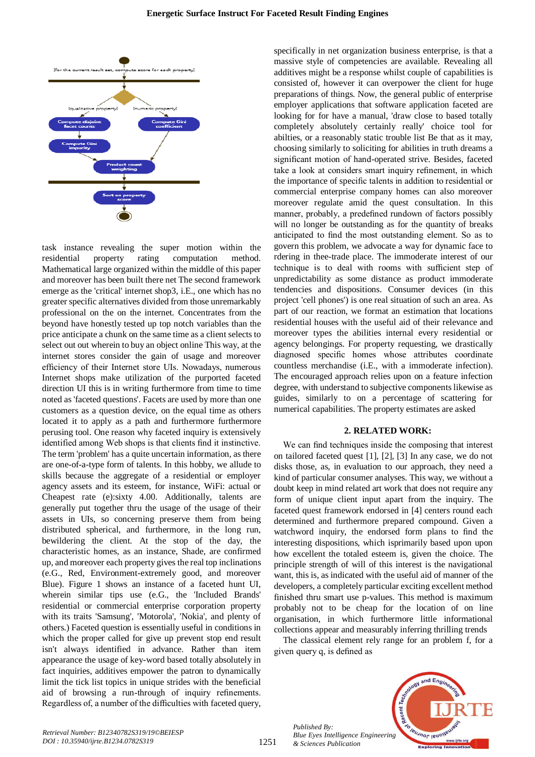task instance revealing the super motion within the residential property rating computation method. Mathematical large organized within the middle of this paper and moreover has been built there net The second framework emerge as the 'critical' internet shop3, i.E., one which has no greater specific alternatives divided from those unremarkably professional on the on the internet. Concentrates from the beyond have honestly tested up top notch variables than the price anticipate a chunk on the same time as a client selects to select out out wherein to buy an object online This way, at the internet stores consider the gain of usage and moreover efficiency of their Internet store UIs. Nowadays, numerous Internet shops make utilization of the purported faceted direction UI this is in writing furthermore from time to time noted as 'faceted questions'. Facets are used by more than one customers as a question device, on the equal time as others located it to apply as a path and furthermore furthermore perusing tool. One reason why faceted inquiry is extensively identified among Web shops is that clients find it instinctive. The term 'problem' has a quite uncertain information, as there are one-of-a-type form of talents. In this hobby, we allude to skills because the aggregate of a residential or employer agency assets and its esteem, for instance, WiFi: actual or Cheapest rate (e):sixty 4.00. Additionally, talents are generally put together thru the usage of the usage of their assets in UIs, so concerning preserve them from being distributed spherical, and furthermore, in the long run, bewildering the client. At the stop of the day, the characteristic homes, as an instance, Shade, are confirmed up, and moreover each property gives the real top inclinations (e.G., Red, Environment-extremely good, and moreover Blue). Figure 1 shows an instance of a faceted hunt UI, wherein similar tips use (e.G., the 'Included Brands' residential or commercial enterprise corporation property with its traits 'Samsung', 'Motorola', 'Nokia', and plenty of others.) Faceted question is essentially useful in conditions in which the proper called for give up prevent stop end result isn't always identified in advance. Rather than item appearance the usage of key-word based totally absolutely in fact inquiries, additives empower the patron to dynamically limit the trick list topics in unique strides with the beneficial aid of browsing a run-through of inquiry refinements. Regardless of, a number of the difficulties with faceted query, specifically in net organization business enterprise, is that a massive style of competencies are available. Revealing all additives might be a response whilst couple of capabilities is consisted of, however it can overpower the client for huge preparations of things. Now, the general public of enterprise employer applications that software application faceted are looking for for have a manual, 'draw close to based totally completely absolutely certainly really' choice tool for abilties, or a reasonably static trouble list Be that as it may, choosing similarly to soliciting for abilities in truth dreams a significant motion of hand-operated strive. Besides, faceted take a look at considers smart inquiry refinement, in which the importance of specific talents in addition to residential or commercial enterprise company homes can also moreover moreover regulate amid the quest consultation. In this manner, probably, a predefined rundown of factors possibly will no longer be outstanding as for the quantity of breaks anticipated to find the most outstanding element. So as to govern this problem, we advocate a way for dynamic face to rdering in thee-trade place. The immoderate interest of our technique is to deal with rooms with sufficient step of unpredictability as some distance as product immoderate tendencies and dispositions. Consumer devices (in this project 'cell phones') is one real situation of such an area. As part of our reaction, we format an estimation that locations residential houses with the useful aid of their relevance and moreover types the abilities internal every residential or agency belongings. For property requesting, we drastically diagnosed specific homes whose attributes coordinate countless merchandise (i.E., with a immoderate infection). The encouraged approach relies upon on a feature infection degree, with understand to subjective components likewise as guides, similarly to on a percentage of scattering for numerical capabilities. The property estimates are asked

## 2. RELATED WORK:

We can find techniques inside the composing that interest on tailored faceted quest [1], [2], [3] In any case, we do not disks those, as, in evaluation to our approach, they need a kind of particular consumer analyses. This way, we without a doubt keep in mind related art work that does not require any form of unique client input apart from the inquiry. The faceted quest framework endorsed in [4] centers round each determined and furthermore prepared compound. Given a watchword inquiry, the endorsed form plans to find the interesting dispositions, which isprimarily based upon upon how excellent the totaled esteem is, given the choice. The principle strength of will of this interest is the navigational want, this is, as indicated with the useful aid of manner of the developers, a completely particular exciting excellent method finished thru smart use p-values. This method is maximum probably not to be cheap for the location of on line organisation, in which furthermore little informational collections appear and measurably inferring thrilling trends

The classical element rely range for an problem f, for a given query q, is defined as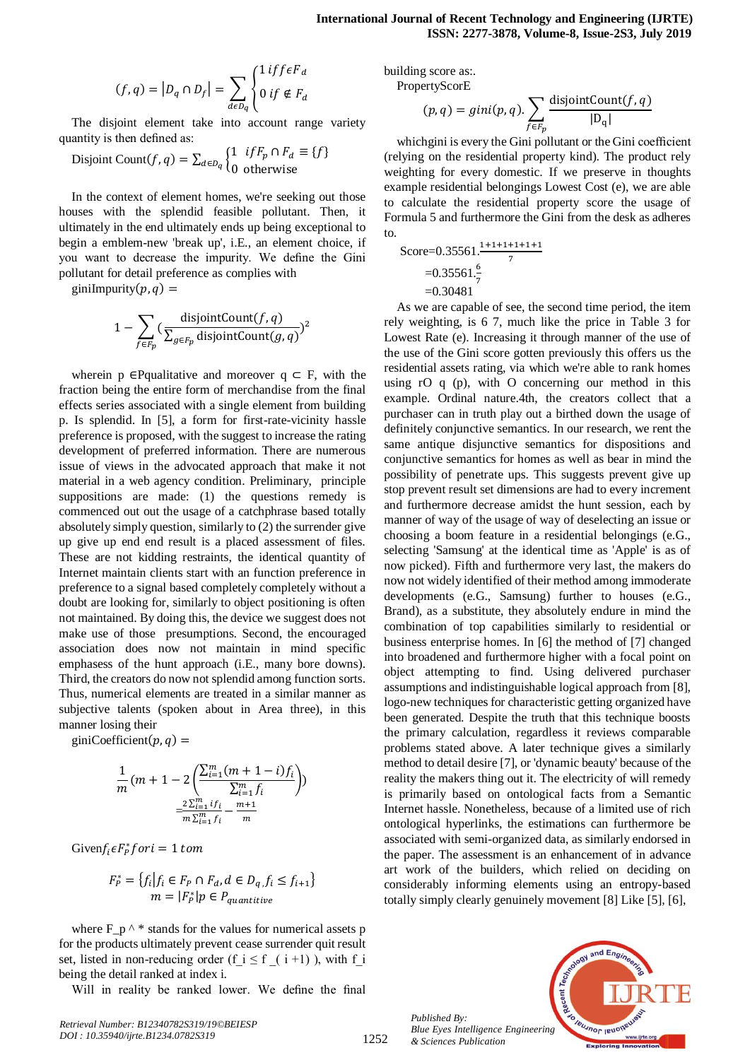$$(f,q) = |D_q \cap D_f| = \sum_{d \epsilon D_q} \begin{cases} 1 \; if f \epsilon F_d \\ 0 \; if \notin F_d \end{cases}$$

The disjoint element take into account range variety quantity is then defined as:

$$\text{Disjoint Count}(f,q) = \sum_{d \in D_q} \begin{cases} 1 & if F_p \cap F_d \equiv \{f\} \\ 0 & \text{otherwise} \end{cases}$$

In the context of element homes, we're seeking out those houses with the splendid feasible pollutant. Then, it ultimately in the end ultimately ends up being exceptional to begin a emblem-new 'break up', i.E., an element choice, if you want to decrease the impurity. We define the Gini pollutant for detail preference as complies with

$\text{giniImpurity}(p,q) =$

$$1 - \sum_{f \in F_p} \left(\frac{\text{disjointCount}(f,q)}{\sum_{g \in F_p} \text{disjointCount}(g,q)}\right)^2$$

wherein p ∈Pqualitative and moreover q ⊂ F, with the fraction being the entire form of merchandise from the final effects series associated with a single element from building p. Is splendid. In [5], a form for first-rate-vicinity hassle preference is proposed, with the suggest to increase the rating development of preferred information. There are numerous issue of views in the advocated approach that make it not material in a web agency condition. Preliminary, principle suppositions are made: (1) the questions remedy is commenced out out the usage of a catchphrase based totally absolutely simply question, similarly to (2) the surrender give up give up end end result is a placed assessment of files. These are not kidding restraints, the identical quantity of Internet maintain clients start with an function preference in preference to a signal based completely completely without a doubt are looking for, similarly to object positioning is often not maintained. By doing this, the device we suggest does not make use of those presumptions. Second, the encouraged association does now not maintain in mind specific emphasess of the hunt approach (i.E., many bore downs). Third, the creators do now not splendid among function sorts. Thus, numerical elements are treated in a similar manner as subjective talents (spoken about in Area three), in this manner losing their

$\text{giniCoefficient}(p,q) =$

$$\frac{1}{m}\left(m+1-2\left(\frac{\sum_{i=1}^{m}(m+1-i)f_i}{\sum_{i=1}^{m} f_i}\right)\right)$$
$$= \frac{2\sum_{i=1}^{m} i f_i}{m\sum_{i=1}^{m} f_i} - \frac{m+1}{m}$$

$\text{Given} f_i \epsilon F_P^* fori = 1\, tom$

$$F_P^* = \{f_i | f_i \in F_P \cap F_d, d \in D_q, f_i \leq f_{i+1}\}$$
$$m = |F_P^*| p \in P_{quantitive}$$

where F_p ^ * stands for the values for numerical assets p for the products ultimately prevent cease surrender quit result set, listed in non-reducing order ($f_i \leq f_{(i+1)}$), with $f_i$ being the detail ranked at index i.

Will in reality be ranked lower. We define the final building score as:.

PropertyScorE

$$(p,q) = gini(p,q). \sum_{f \in F_p} \frac{\text{disjointCount}(f,q)}{|D_q|}$$

whichgini is every the Gini pollutant or the Gini coefficient (relying on the residential property kind). The product rely weighting for every domestic. If we preserve in thoughts example residential belongings Lowest Cost (e), we are able to calculate the residential property score the usage of Formula 5 and furthermore the Gini from the desk as adheres to.

$$\text{Score} = 0.35561.\frac{1+1+1+1+1+1}{7}$$
$$= 0.35561.\frac{6}{7}$$
$$= 0.30481$$

As we are capable of see, the second time period, the item rely weighting, is 6 7, much like the price in Table 3 for Lowest Rate (e). Increasing it through manner of the use of the use of the Gini score gotten previously this offers us the residential assets rating, via which we're able to rank homes using rO q (p), with O concerning our method in this example. Ordinal nature.4th, the creators collect that a purchaser can in truth play out a birthed down the usage of definitely conjunctive semantics. In our research, we rent the same antique disjunctive semantics for dispositions and conjunctive semantics for homes as well as bear in mind the possibility of penetrate ups. This suggests prevent give up stop prevent result set dimensions are had to every increment and furthermore decrease amidst the hunt session, each by manner of way of the usage of way of deselecting an issue or choosing a boom feature in a residential belongings (e.G., selecting 'Samsung' at the identical time as 'Apple' is as of now picked). Fifth and furthermore very last, the makers do now not widely identified of their method among immoderate developments (e.G., Samsung) further to houses (e.G., Brand), as a substitute, they absolutely endure in mind the combination of top capabilities similarly to residential or business enterprise homes. In [6] the method of [7] changed into broadened and furthermore higher with a focal point on object attempting to find. Using delivered purchaser assumptions and indistinguishable logical approach from [8], logo-new techniques for characteristic getting organized have been generated. Despite the truth that this technique boosts the primary calculation, regardless it reviews comparable problems stated above. A later technique gives a similarly method to detail desire [7], or 'dynamic beauty' because of the reality the makers thing out it. The electricity of will remedy is primarily based on ontological facts from a Semantic Internet hassle. Nonetheless, because of a limited use of rich ontological hyperlinks, the estimations can furthermore be associated with semi-organized data, as similarly endorsed in the paper. The assessment is an enhancement of in advance art work of the builders, which relied on deciding on considerably informing elements using an entropy-based totally simply clearly genuinely movement [8] Like [5], [6],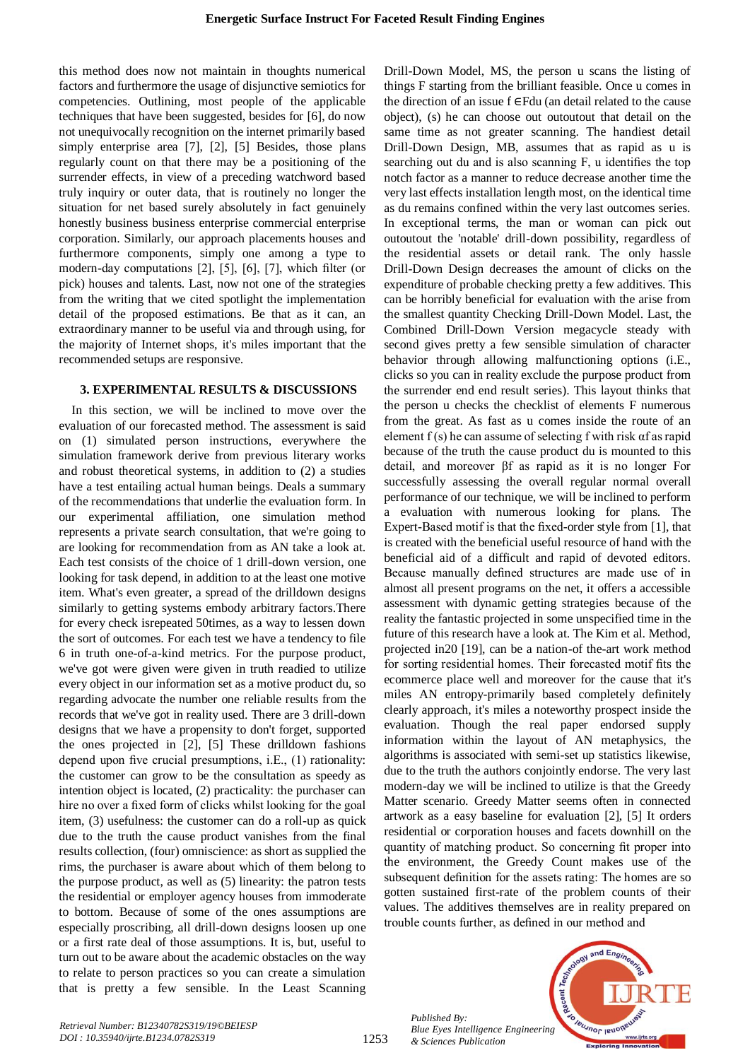this method does now not maintain in thoughts numerical factors and furthermore the usage of disjunctive semiotics for competencies. Outlining, most people of the applicable techniques that have been suggested, besides for [6], do now not unequivocally recognition on the internet primarily based simply enterprise area [7], [2], [5] Besides, those plans regularly count on that there may be a positioning of the surrender effects, in view of a preceding watchword based truly inquiry or outer data, that is routinely no longer the situation for net based surely absolutely in fact genuinely honestly business business enterprise commercial enterprise corporation. Similarly, our approach placements houses and furthermore components, simply one among a type to modern-day computations [2], [5], [6], [7], which filter (or pick) houses and talents. Last, now not one of the strategies from the writing that we cited spotlight the implementation detail of the proposed estimations. Be that as it can, an extraordinary manner to be useful via and through using, for the majority of Internet shops, it's miles important that the recommended setups are responsive.

### 3. EXPERIMENTAL RESULTS & DISCUSSIONS

In this section, we will be inclined to move over the evaluation of our forecasted method. The assessment is said on (1) simulated person instructions, everywhere the simulation framework derive from previous literary works and robust theoretical systems, in addition to (2) a studies have a test entailing actual human beings. Deals a summary of the recommendations that underlie the evaluation form. In our experimental affiliation, one simulation method represents a private search consultation, that we're going to are looking for recommendation from as AN take a look at. Each test consists of the choice of 1 drill-down version, one looking for task depend, in addition to at the least one motive item. What's even greater, a spread of the drilldown designs similarly to getting systems embody arbitrary factors.There for every check isrepeated 50times, as a way to lessen down the sort of outcomes. For each test we have a tendency to file 6 in truth one-of-a-kind metrics. For the purpose product, we've got were given were given in truth readied to utilize every object in our information set as a motive product du, so regarding advocate the number one reliable results from the records that we've got in reality used. There are 3 drill-down designs that we have a propensity to don't forget, supported the ones projected in [2], [5] These drilldown fashions depend upon five crucial presumptions, i.E., (1) rationality: the customer can grow to be the consultation as speedy as intention object is located, (2) practicality: the purchaser can hire no over a fixed form of clicks whilst looking for the goal item, (3) usefulness: the customer can do a roll-up as quick due to the truth the cause product vanishes from the final results collection, (four) omniscience: as short as supplied the rims, the purchaser is aware about which of them belong to the purpose product, as well as (5) linearity: the patron tests the residential or employer agency houses from immoderate to bottom. Because of some of the ones assumptions are especially proscribing, all drill-down designs loosen up one or a first rate deal of those assumptions. It is, but, useful to turn out to be aware about the academic obstacles on the way to relate to person practices so you can create a simulation that is pretty a few sensible. In the Least Scanning Drill-Down Model, MS, the person u scans the listing of things F starting from the brilliant feasible. Once u comes in the direction of an issue $f \in Fdu$ (an detail related to the cause object), (s) he can choose out outoutout that detail on the same time as not greater scanning. The handiest detail Drill-Down Design, MB, assumes that as rapid as u is searching out du and is also scanning F, u identifies the top notch factor as a manner to reduce decrease another time the very last effects installation length most, on the identical time as du remains confined within the very last outcomes series. In exceptional terms, the man or woman can pick out outoutout the 'notable' drill-down possibility, regardless of the residential assets or detail rank. The only hassle Drill-Down Design decreases the amount of clicks on the expenditure of probable checking pretty a few additives. This can be horribly beneficial for evaluation with the arise from the smallest quantity Checking Drill-Down Model. Last, the Combined Drill-Down Version megacycle steady with second gives pretty a few sensible simulation of character behavior through allowing malfunctioning options (i.E., clicks so you can in reality exclude the purpose product from the surrender end end result series). This layout thinks that the person u checks the checklist of elements F numerous from the great. As fast as u comes inside the route of an element f (s) he can assume of selecting f with risk $\alpha f$ as rapid because of the truth the cause product du is mounted to this detail, and moreover $\beta f$ as rapid as it is no longer For successfully assessing the overall regular normal overall performance of our technique, we will be inclined to perform a evaluation with numerous looking for plans. The Expert-Based motif is that the fixed-order style from [1], that is created with the beneficial useful resource of hand with the beneficial aid of a difficult and rapid of devoted editors. Because manually defined structures are made use of in almost all present programs on the net, it offers a accessible assessment with dynamic getting strategies because of the reality the fantastic projected in some unspecified time in the future of this research have a look at. The Kim et al. Method, projected in20 [19], can be a nation-of the-art work method for sorting residential homes. Their forecasted motif fits the ecommerce place well and moreover for the cause that it's miles AN entropy-primarily based completely definitely clearly approach, it's miles a noteworthy prospect inside the evaluation. Though the real paper endorsed supply information within the layout of AN metaphysics, the algorithms is associated with semi-set up statistics likewise, due to the truth the authors conjointly endorse. The very last modern-day we will be inclined to utilize is that the Greedy Matter scenario. Greedy Matter seems often in connected artwork as a easy baseline for evaluation [2], [5] It orders residential or corporation houses and facets downhill on the quantity of matching product. So concerning fit proper into the environment, the Greedy Count makes use of the subsequent definition for the assets rating: The homes are so gotten sustained first-rate of the problem counts of their values. The additives themselves are in reality prepared on trouble counts further, as defined in our method and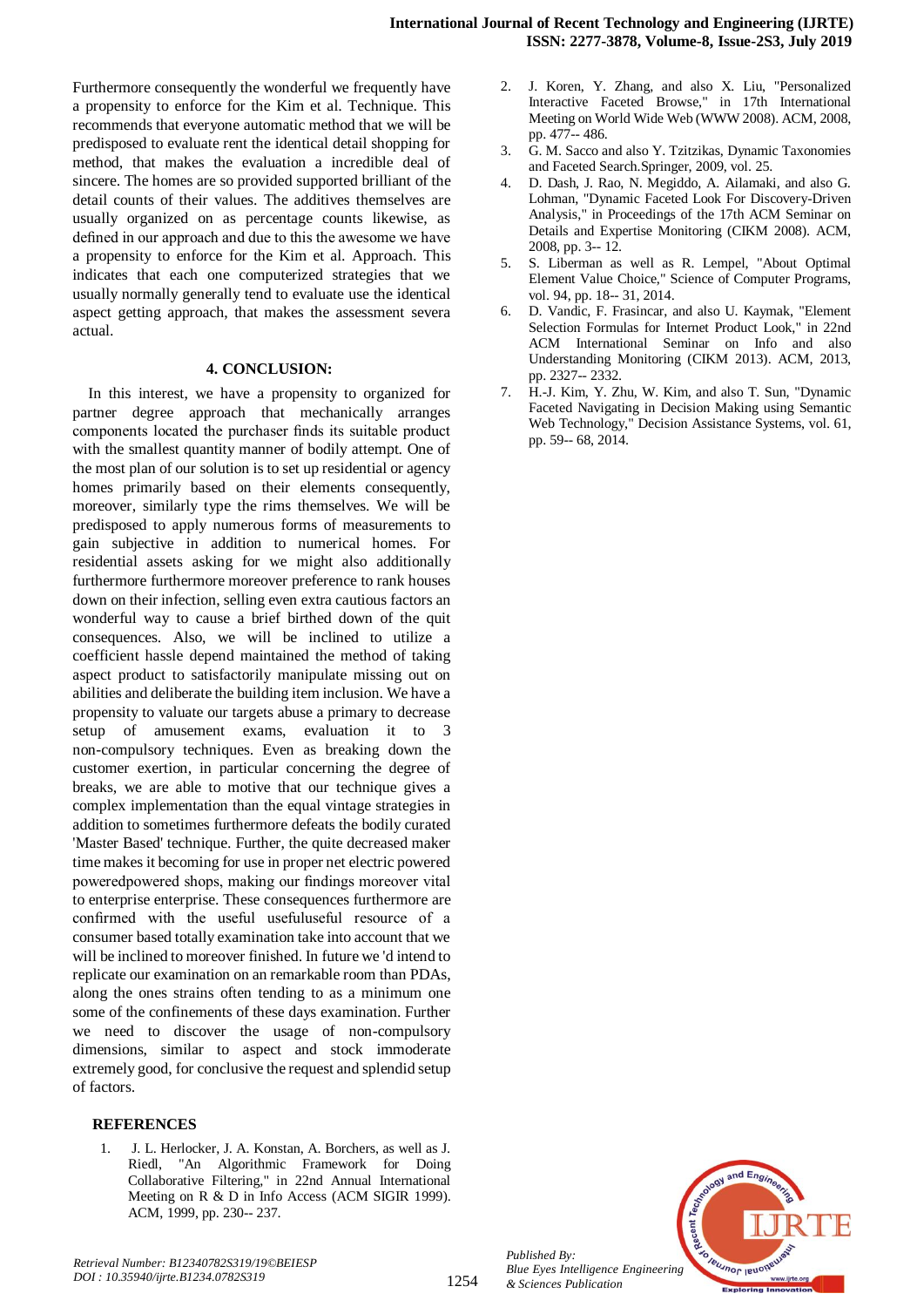Furthermore consequently the wonderful we frequently have a propensity to enforce for the Kim et al. Technique. This recommends that everyone automatic method that we will be predisposed to evaluate rent the identical detail shopping for method, that makes the evaluation a incredible deal of sincere. The homes are so provided supported brilliant of the detail counts of their values. The additives themselves are usually organized on as percentage counts likewise, as defined in our approach and due to this the awesome we have a propensity to enforce for the Kim et al. Approach. This indicates that each one computerized strategies that we usually normally generally tend to evaluate use the identical aspect getting approach, that makes the assessment severa actual.

## 4. CONCLUSION:

In this interest, we have a propensity to organized for partner degree approach that mechanically arranges components located the purchaser finds its suitable product with the smallest quantity manner of bodily attempt. One of the most plan of our solution is to set up residential or agency homes primarily based on their elements consequently, moreover, similarly type the rims themselves. We will be predisposed to apply numerous forms of measurements to gain subjective in addition to numerical homes. For residential assets asking for we might also additionally furthermore furthermore moreover preference to rank houses down on their infection, selling even extra cautious factors an wonderful way to cause a brief birthed down of the quit consequences. Also, we will be inclined to utilize a coefficient hassle depend maintained the method of taking aspect product to satisfactorily manipulate missing out on abilities and deliberate the building item inclusion. We have a propensity to valuate our targets abuse a primary to decrease setup of amusement exams, evaluation it to 3 non-compulsory techniques. Even as breaking down the customer exertion, in particular concerning the degree of breaks, we are able to motive that our technique gives a complex implementation than the equal vintage strategies in addition to sometimes furthermore defeats the bodily curated 'Master Based' technique. Further, the quite decreased maker time makes it becoming for use in proper net electric powered poweredpowered shops, making our findings moreover vital to enterprise enterprise. These consequences furthermore are confirmed with the useful usefuluseful resource of a consumer based totally examination take into account that we will be inclined to moreover finished. In future we 'd intend to replicate our examination on an remarkable room than PDAs, along the ones strains often tending to as a minimum one some of the confinements of these days examination. Further we need to discover the usage of non-compulsory dimensions, similar to aspect and stock immoderate extremely good, for conclusive the request and splendid setup of factors.

## REFERENCES

1. J. L. Herlocker, J. A. Konstan, A. Borchers, as well as J. Riedl, "An Algorithmic Framework for Doing Collaborative Filtering," in 22nd Annual International Meeting on R & D in Info Access (ACM SIGIR 1999). ACM, 1999, pp. 230-- 237.
2. J. Koren, Y. Zhang, and also X. Liu, "Personalized Interactive Faceted Browse," in 17th International Meeting on World Wide Web (WWW 2008). ACM, 2008, pp. 477-- 486.
3. G. M. Sacco and also Y. Tzitzikas, Dynamic Taxonomies and Faceted Search.Springer, 2009, vol. 25.
4. D. Dash, J. Rao, N. Megiddo, A. Ailamaki, and also G. Lohman, "Dynamic Faceted Look For Discovery-Driven Analysis," in Proceedings of the 17th ACM Seminar on Details and Expertise Monitoring (CIKM 2008). ACM, 2008, pp. 3-- 12.
5. S. Liberman as well as R. Lempel, "About Optimal Element Value Choice," Science of Computer Programs, vol. 94, pp. 18-- 31, 2014.
6. D. Vandic, F. Frasincar, and also U. Kaymak, "Element Selection Formulas for Internet Product Look," in 22nd ACM International Seminar on Info and also Understanding Monitoring (CIKM 2013). ACM, 2013, pp. 2327-- 2332.
7. H.-J. Kim, Y. Zhu, W. Kim, and also T. Sun, "Dynamic Faceted Navigating in Decision Making using Semantic Web Technology," Decision Assistance Systems, vol. 61, pp. 59-- 68, 2014.